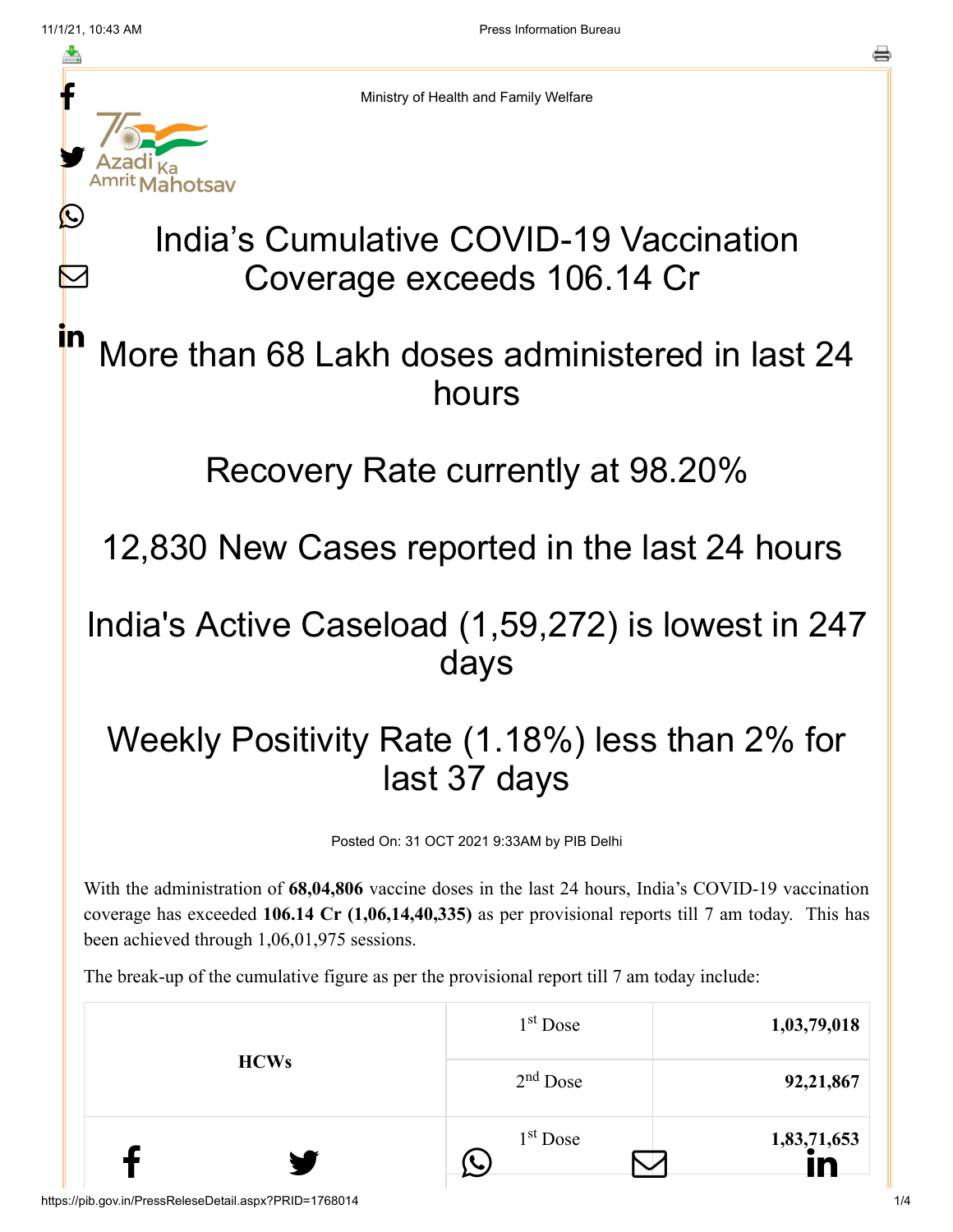Ministry of Health and Family Welfare

# India's Cumulative COVID-19 Vaccination Coverage exceeds 106.14 Cr

## More than 68 Lakh doses administered in last 24 hours

## Recovery Rate currently at 98.20%

## 12,830 New Cases reported in the last 24 hours

## India's Active Caseload (1,59,272) is lowest in 247 days

## Weekly Positivity Rate (1.18%) less than 2% for last 37 days

Posted On: 31 OCT 2021 9:33AM by PIB Delhi

With the administration of **68,04,806** vaccine doses in the last 24 hours, India's COVID-19 vaccination coverage has exceeded **106.14 Cr (1,06,14,40,335)** as per provisional reports till 7 am today. This has been achieved through 1,06,01,975 sessions.

The break-up of the cumulative figure as per the provisional report till 7 am today include:

| | | |
|---|---|---|
| **HCWs** | 1st Dose | **1,03,79,018** |
| | 2nd Dose | **92,21,867** |
| | 1st Dose | **1,83,71,653** |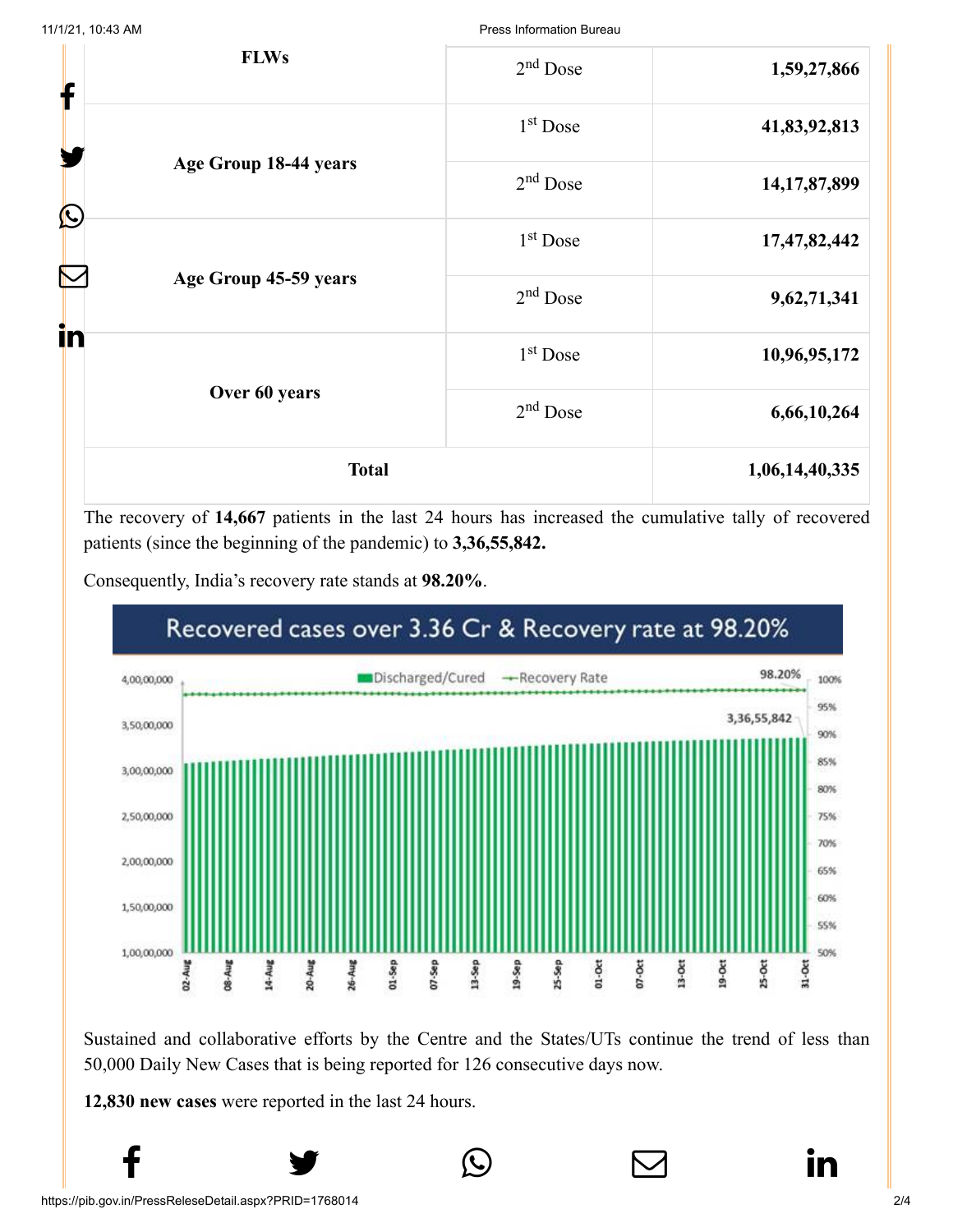| | | |
|---|---|---|
| FLWs | 2nd Dose | 1,59,27,866 |
| Age Group 18-44 years | 1st Dose | 41,83,92,813 |
| | 2nd Dose | 14,17,87,899 |
| Age Group 45-59 years | 1st Dose | 17,47,82,442 |
| | 2nd Dose | 9,62,71,341 |
| Over 60 years | 1st Dose | 10,96,95,172 |
| | 2nd Dose | 6,66,10,264 |
| Total | | 1,06,14,40,335 |

The recovery of **14,667** patients in the last 24 hours has increased the cumulative tally of recovered patients (since the beginning of the pandemic) to **3,36,55,842.**

Consequently, India's recovery rate stands at **98.20%**.

Sustained and collaborative efforts by the Centre and the States/UTs continue the trend of less than 50,000 Daily New Cases that is being reported for 126 consecutive days now.

**12,830 new cases** were reported in the last 24 hours.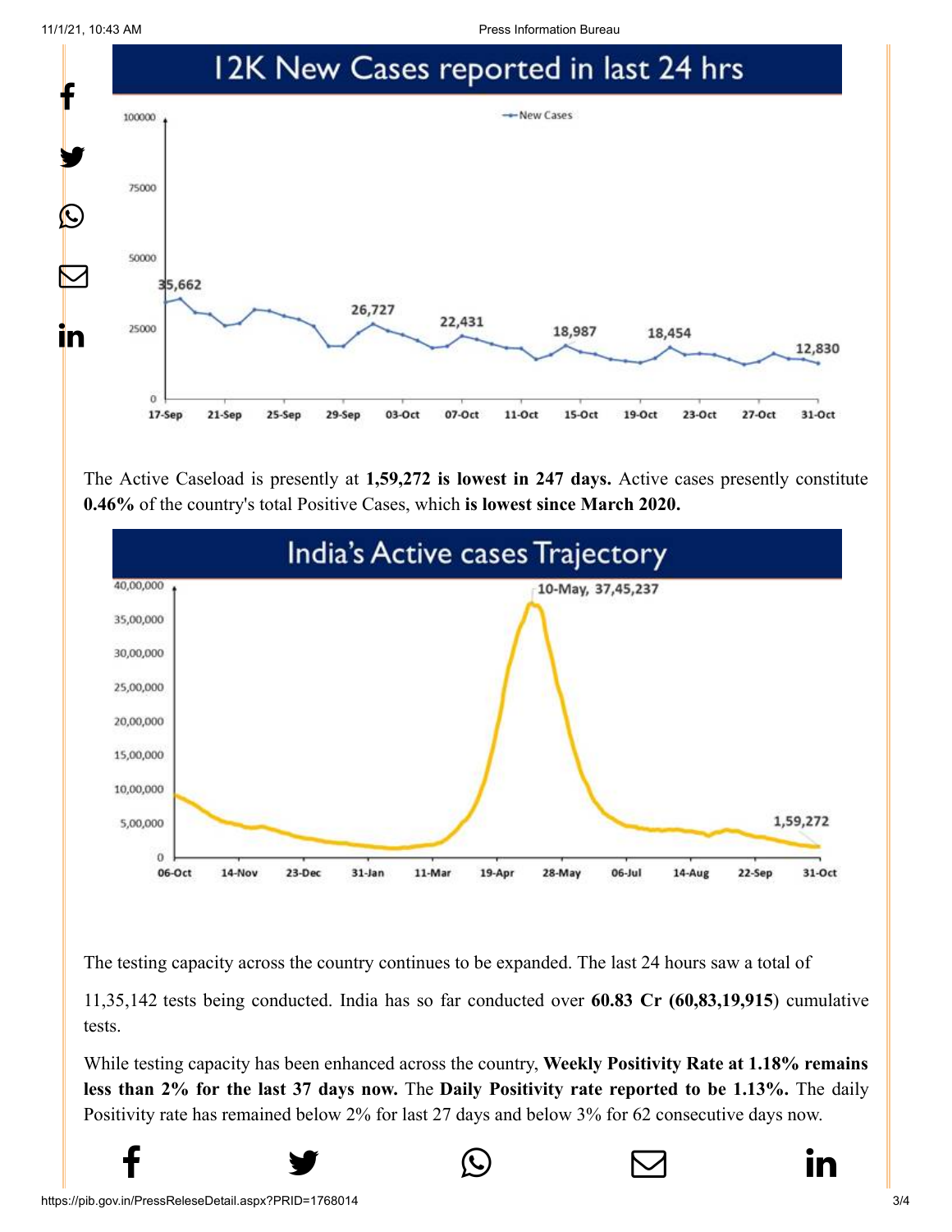## 12K New Cases reported in last 24 hrs

The Active Caseload is presently at **1,59,272 is lowest in 247 days.** Active cases presently constitute **0.46%** of the country's total Positive Cases, which **is lowest since March 2020.**

## India's Active cases Trajectory

The testing capacity across the country continues to be expanded. The last 24 hours saw a total of 11,35,142 tests being conducted. India has so far conducted over **60.83 Cr (60,83,19,915**) cumulative tests.

While testing capacity has been enhanced across the country, **Weekly Positivity Rate at 1.18% remains less than 2% for the last 37 days now.** The **Daily Positivity rate reported to be 1.13%.** The daily Positivity rate has remained below 2% for last 27 days and below 3% for 62 consecutive days now.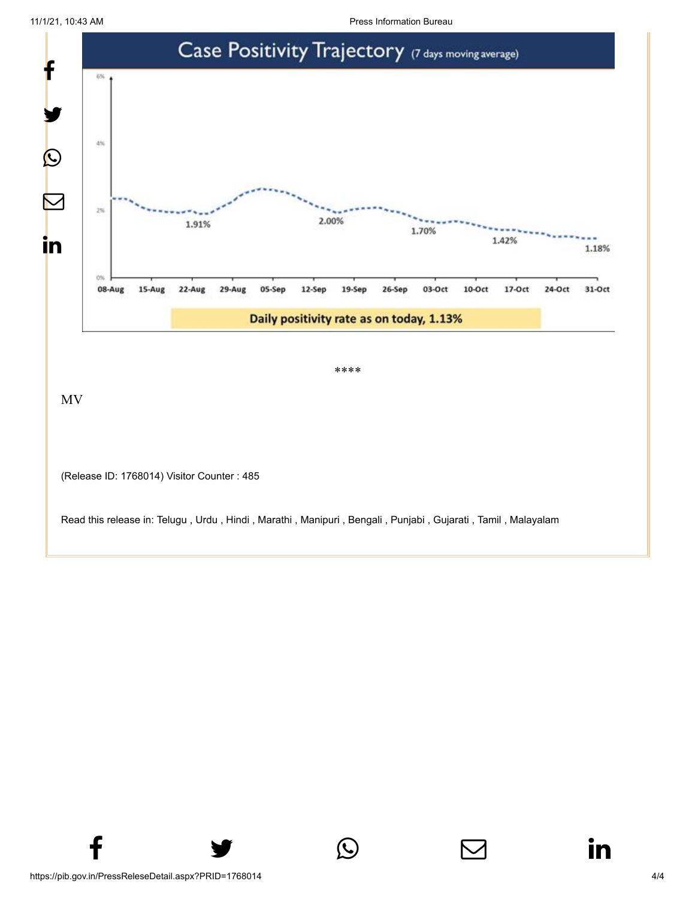Case Positivity Trajectory (7 days moving average)

6%

4%

2%

0%

1.91%

2.00%

1.70%

1.42%

1.18%

08-Aug 15-Aug 22-Aug 29-Aug 05-Sep 12-Sep 19-Sep 26-Sep 03-Oct 10-Oct 17-Oct 24-Oct 31-Oct

Daily positivity rate as on today, 1.13%

****

MV

(Release ID: 1768014) Visitor Counter : 485

Read this release in: Telugu , Urdu , Hindi , Marathi , Manipuri , Bengali , Punjabi , Gujarati , Tamil , Malayalam